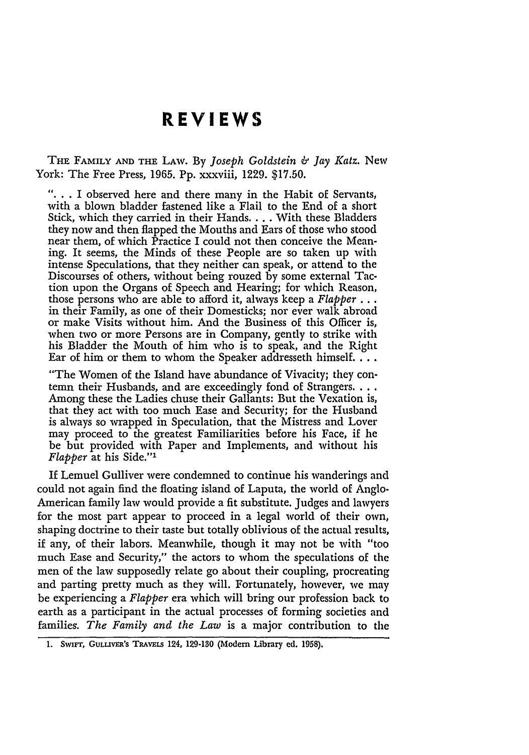# REVIEWS

THE FAMILY AND THE LAW. By *Joseph Goldstein & Jay Katz.* New York: The Free Press, 1965. Pp. xxxviii, 1229. $17.50.

> ". . . I observed here and there many in the Habit of Servants, with a blown bladder fastened like a Flail to the End of a short Stick, which they carried in their Hands. . . . With these Bladders they now and then flapped the Mouths and Ears of those who stood near them, of which Practice I could not then conceive the Meaning. It seems, the Minds of these People are so taken up with intense Speculations, that they neither can speak, or attend to the Discourses of others, without being rouzed by some external Taction upon the Organs of Speech and Hearing; for which Reason, those persons who are able to afford it, always keep a *Flapper* . . . in their Family, as one of their Domesticks; nor ever walk abroad or make Visits without him. And the Business of this Officer is, when two or more Persons are in Company, gently to strike with his Bladder the Mouth of him who is to speak, and the Right Ear of him or them to whom the Speaker addresseth himself. . . .
>
> "The Women of the Island have abundance of Vivacity; they contemn their Husbands, and are exceedingly fond of Strangers. . . . Among these the Ladies chuse their Gallants: But the Vexation is, that they act with too much Ease and Security; for the Husband is always so wrapped in Speculation, that the Mistress and Lover may proceed to the greatest Familiarities before his Face, if he be but provided with Paper and Implements, and without his *Flapper* at his Side."[1]

If Lemuel Gulliver were condemned to continue his wanderings and could not again find the floating island of Laputa, the world of Anglo-American family law would provide a fit substitute. Judges and lawyers for the most part appear to proceed in a legal world of their own, shaping doctrine to their taste but totally oblivious of the actual results, if any, of their labors. Meanwhile, though it may not be with "too much Ease and Security," the actors to whom the speculations of the men of the law supposedly relate go about their coupling, procreating and parting pretty much as they will. Fortunately, however, we may be experiencing a *Flapper* era which will bring our profession back to earth as a participant in the actual processes of forming societies and families. *The Family and the Law* is a major contribution to the

1. SWIFT, GULLIVER'S TRAVELS 124, 129-130 (Modern Library ed. 1958).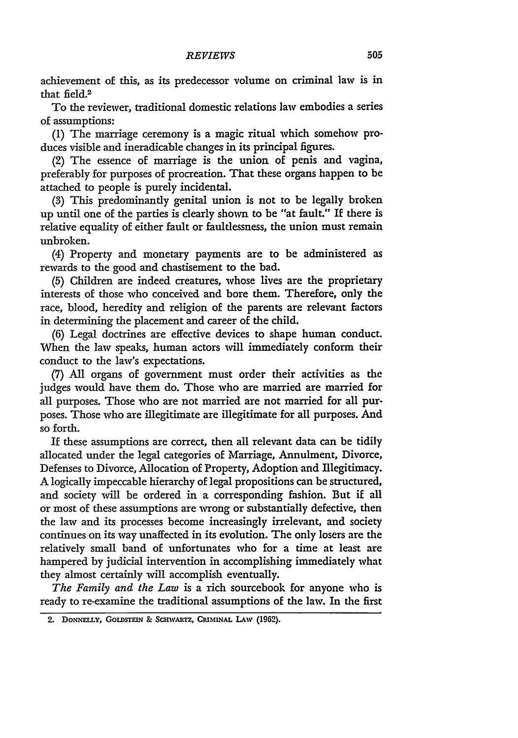achievement of this, as its predecessor volume on criminal law is in that field.[2]

To the reviewer, traditional domestic relations law embodies a series of assumptions:

(1) The marriage ceremony is a magic ritual which somehow produces visible and ineradicable changes in its principal figures.

(2) The essence of marriage is the union of penis and vagina, preferably for purposes of procreation. That these organs happen to be attached to people is purely incidental.

(3) This predominantly genital union is not to be legally broken up until one of the parties is clearly shown to be "at fault." If there is relative equality of either fault or faultlessness, the union must remain unbroken.

(4) Property and monetary payments are to be administered as rewards to the good and chastisement to the bad.

(5) Children are indeed creatures, whose lives are the proprietary interests of those who conceived and bore them. Therefore, only the race, blood, heredity and religion of the parents are relevant factors in determining the placement and career of the child.

(6) Legal doctrines are effective devices to shape human conduct. When the law speaks, human actors will immediately conform their conduct to the law's expectations.

(7) All organs of government must order their activities as the judges would have them do. Those who are married are married for all purposes. Those who are not married are not married for all purposes. Those who are illegitimate are illegitimate for all purposes. And so forth.

If these assumptions are correct, then all relevant data can be tidily allocated under the legal categories of Marriage, Annulment, Divorce, Defenses to Divorce, Allocation of Property, Adoption and Illegitimacy. A logically impeccable hierarchy of legal propositions can be structured, and society will be ordered in a corresponding fashion. But if all or most of these assumptions are wrong or substantially defective, then the law and its processes become increasingly irrelevant, and society continues on its way unaffected in its evolution. The only losers are the relatively small band of unfortunates who for a time at least are hampered by judicial intervention in accomplishing immediately what they almost certainly will accomplish eventually.

*The Family and the Law* is a rich sourcebook for anyone who is ready to re-examine the traditional assumptions of the law. In the first

2. DONNELLY, GOLDSTEIN & SCHWARTZ, CRIMINAL LAW (1962).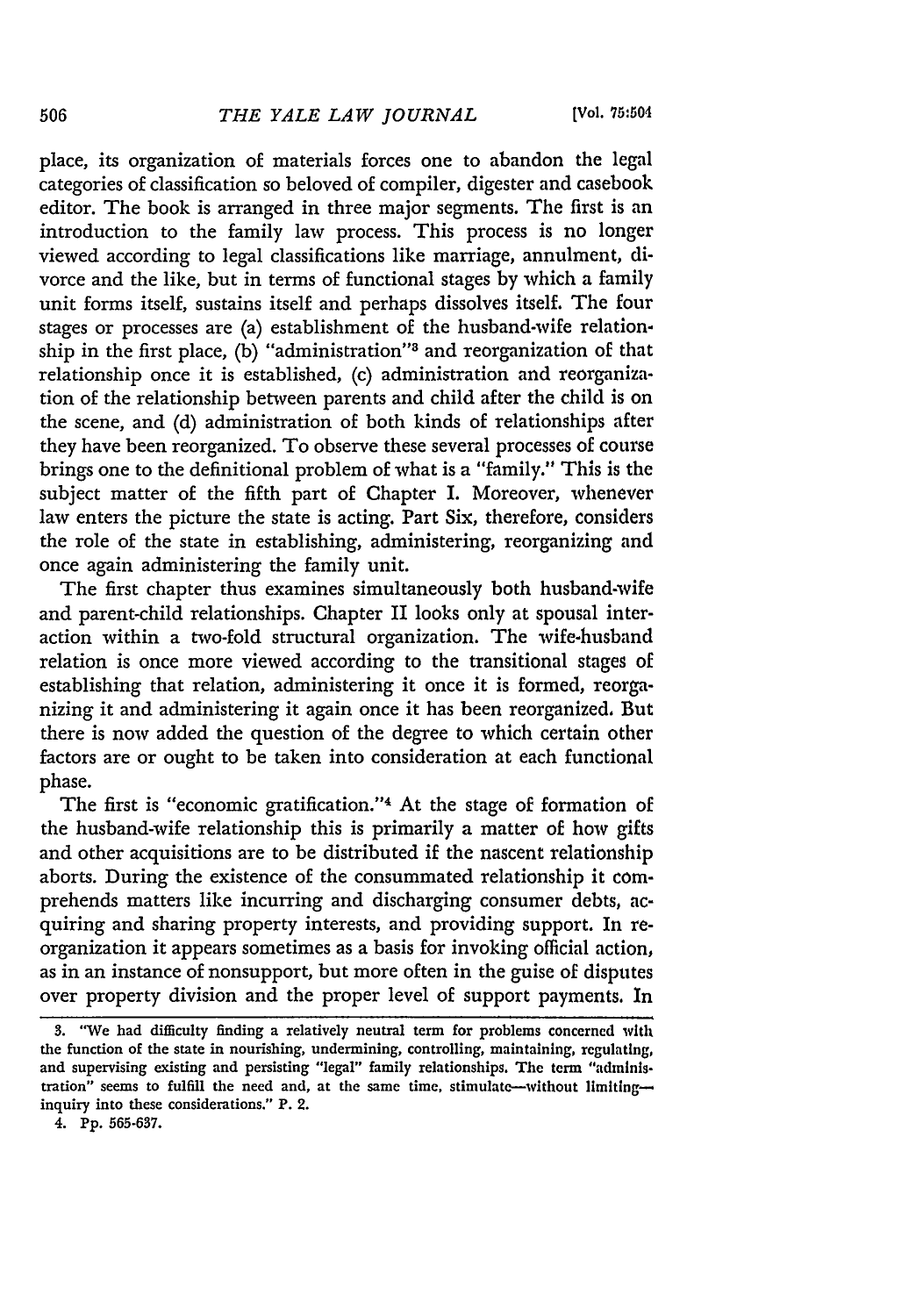place, its organization of materials forces one to abandon the legal categories of classification so beloved of compiler, digester and casebook editor. The book is arranged in three major segments. The first is an introduction to the family law process. This process is no longer viewed according to legal classifications like marriage, annulment, divorce and the like, but in terms of functional stages by which a family unit forms itself, sustains itself and perhaps dissolves itself. The four stages or processes are (a) establishment of the husband-wife relationship in the first place, (b) "administration"[3] and reorganization of that relationship once it is established, (c) administration and reorganization of the relationship between parents and child after the child is on the scene, and (d) administration of both kinds of relationships after they have been reorganized. To observe these several processes of course brings one to the definitional problem of what is a "family." This is the subject matter of the fifth part of Chapter I. Moreover, whenever law enters the picture the state is acting. Part Six, therefore, considers the role of the state in establishing, administering, reorganizing and once again administering the family unit.

The first chapter thus examines simultaneously both husband-wife and parent-child relationships. Chapter II looks only at spousal interaction within a two-fold structural organization. The wife-husband relation is once more viewed according to the transitional stages of establishing that relation, administering it once it is formed, reorganizing it and administering it again once it has been reorganized. But there is now added the question of the degree to which certain other factors are or ought to be taken into consideration at each functional phase.

The first is "economic gratification."[4] At the stage of formation of the husband-wife relationship this is primarily a matter of how gifts and other acquisitions are to be distributed if the nascent relationship aborts. During the existence of the consummated relationship it comprehends matters like incurring and discharging consumer debts, acquiring and sharing property interests, and providing support. In reorganization it appears sometimes as a basis for invoking official action, as in an instance of nonsupport, but more often in the guise of disputes over property division and the proper level of support payments. In

---

3. "We had difficulty finding a relatively neutral term for problems concerned with the function of the state in nourishing, undermining, controlling, maintaining, regulating, and supervising existing and persisting "legal" family relationships. The term "administration" seems to fulfill the need and, at the same time, stimulate—without limiting—inquiry into these considerations." P. 2.

4. Pp. 565-637.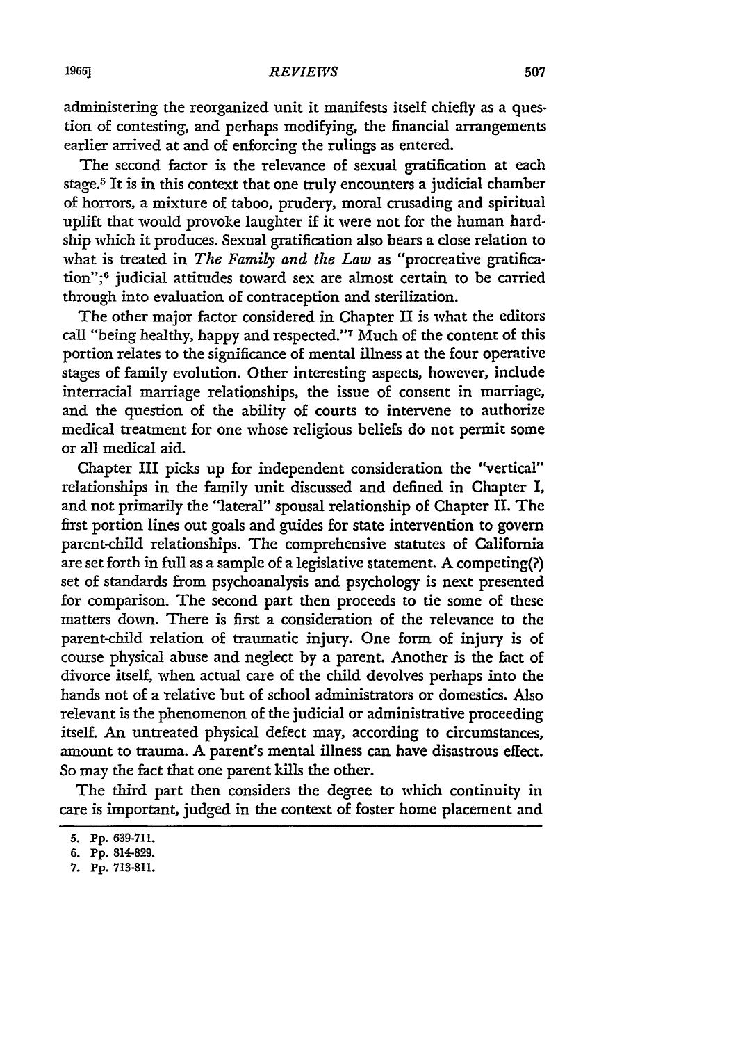administering the reorganized unit it manifests itself chiefly as a question of contesting, and perhaps modifying, the financial arrangements earlier arrived at and of enforcing the rulings as entered.

The second factor is the relevance of sexual gratification at each stage.[5] It is in this context that one truly encounters a judicial chamber of horrors, a mixture of taboo, prudery, moral crusading and spiritual uplift that would provoke laughter if it were not for the human hardship which it produces. Sexual gratification also bears a close relation to what is treated in *The Family and the Law* as "procreative gratification";[6] judicial attitudes toward sex are almost certain to be carried through into evaluation of contraception and sterilization.

The other major factor considered in Chapter II is what the editors call "being healthy, happy and respected."[7] Much of the content of this portion relates to the significance of mental illness at the four operative stages of family evolution. Other interesting aspects, however, include interracial marriage relationships, the issue of consent in marriage, and the question of the ability of courts to intervene to authorize medical treatment for one whose religious beliefs do not permit some or all medical aid.

Chapter III picks up for independent consideration the "vertical" relationships in the family unit discussed and defined in Chapter I, and not primarily the "lateral" spousal relationship of Chapter II. The first portion lines out goals and guides for state intervention to govern parent-child relationships. The comprehensive statutes of California are set forth in full as a sample of a legislative statement. A competing(?) set of standards from psychoanalysis and psychology is next presented for comparison. The second part then proceeds to tie some of these matters down. There is first a consideration of the relevance to the parent-child relation of traumatic injury. One form of injury is of course physical abuse and neglect by a parent. Another is the fact of divorce itself, when actual care of the child devolves perhaps into the hands not of a relative but of school administrators or domestics. Also relevant is the phenomenon of the judicial or administrative proceeding itself. An untreated physical defect may, according to circumstances, amount to trauma. A parent's mental illness can have disastrous effect. So may the fact that one parent kills the other.

The third part then considers the degree to which continuity in care is important, judged in the context of foster home placement and

---

5. Pp. 639-711.
6. Pp. 814-829.
7. Pp. 713-811.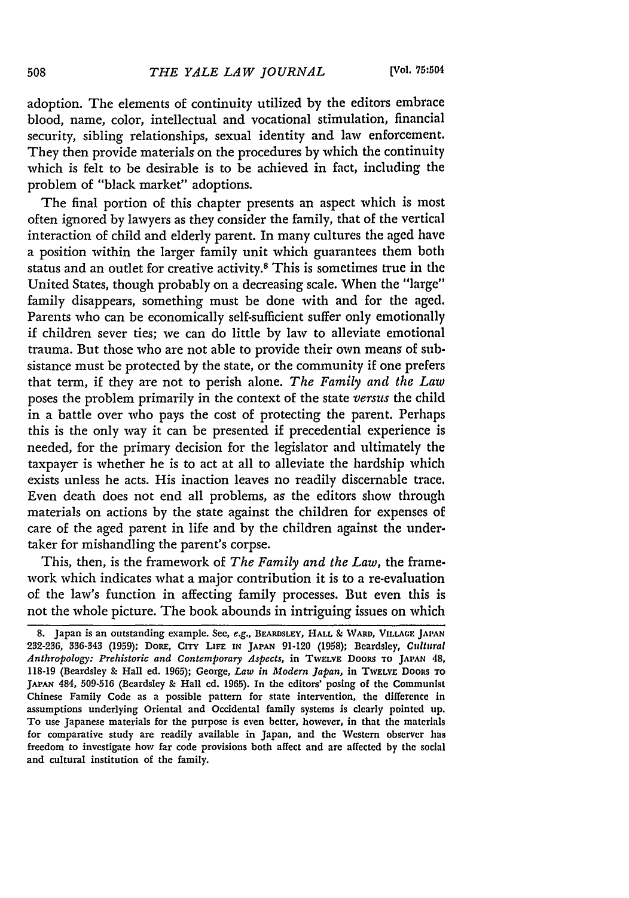adoption. The elements of continuity utilized by the editors embrace blood, name, color, intellectual and vocational stimulation, financial security, sibling relationships, sexual identity and law enforcement. They then provide materials on the procedures by which the continuity which is felt to be desirable is to be achieved in fact, including the problem of "black market" adoptions.

The final portion of this chapter presents an aspect which is most often ignored by lawyers as they consider the family, that of the vertical interaction of child and elderly parent. In many cultures the aged have a position within the larger family unit which guarantees them both status and an outlet for creative activity.[8] This is sometimes true in the United States, though probably on a decreasing scale. When the "large" family disappears, something must be done with and for the aged. Parents who can be economically self-sufficient suffer only emotionally if children sever ties; we can do little by law to alleviate emotional trauma. But those who are not able to provide their own means of subsistance must be protected by the state, or the community if one prefers that term, if they are not to perish alone. *The Family and the Law* poses the problem primarily in the context of the state *versus* the child in a battle over who pays the cost of protecting the parent. Perhaps this is the only way it can be presented if precedential experience is needed, for the primary decision for the legislator and ultimately the taxpayer is whether he is to act at all to alleviate the hardship which exists unless he acts. His inaction leaves no readily discernable trace. Even death does not end all problems, as the editors show through materials on actions by the state against the children for expenses of care of the aged parent in life and by the children against the undertaker for mishandling the parent's corpse.

This, then, is the framework of *The Family and the Law*, the framework which indicates what a major contribution it is to a re-evaluation of the law's function in affecting family processes. But even this is not the whole picture. The book abounds in intriguing issues on which

---

8. Japan is an outstanding example. See, *e.g.*, BEARDSLEY, HALL & WARD, VILLAGE JAPAN 232-236, 336-343 (1959); DORE, CITY LIFE IN JAPAN 91-120 (1958); Beardsley, *Cultural Anthropology: Prehistoric and Contemporary Aspects*, in TWELVE DOORS TO JAPAN 48, 118-19 (Beardsley & Hall ed. 1965); George, *Law in Modern Japan*, in TWELVE DOORS TO JAPAN 484, 509-516 (Beardsley & Hall ed. 1965). In the editors' posing of the Communist Chinese Family Code as a possible pattern for state intervention, the difference in assumptions underlying Oriental and Occidental family systems is clearly pointed up. To use Japanese materials for the purpose is even better, however, in that the materials for comparative study are readily available in Japan, and the Western observer has freedom to investigate how far code provisions both affect and are affected by the social and cultural institution of the family.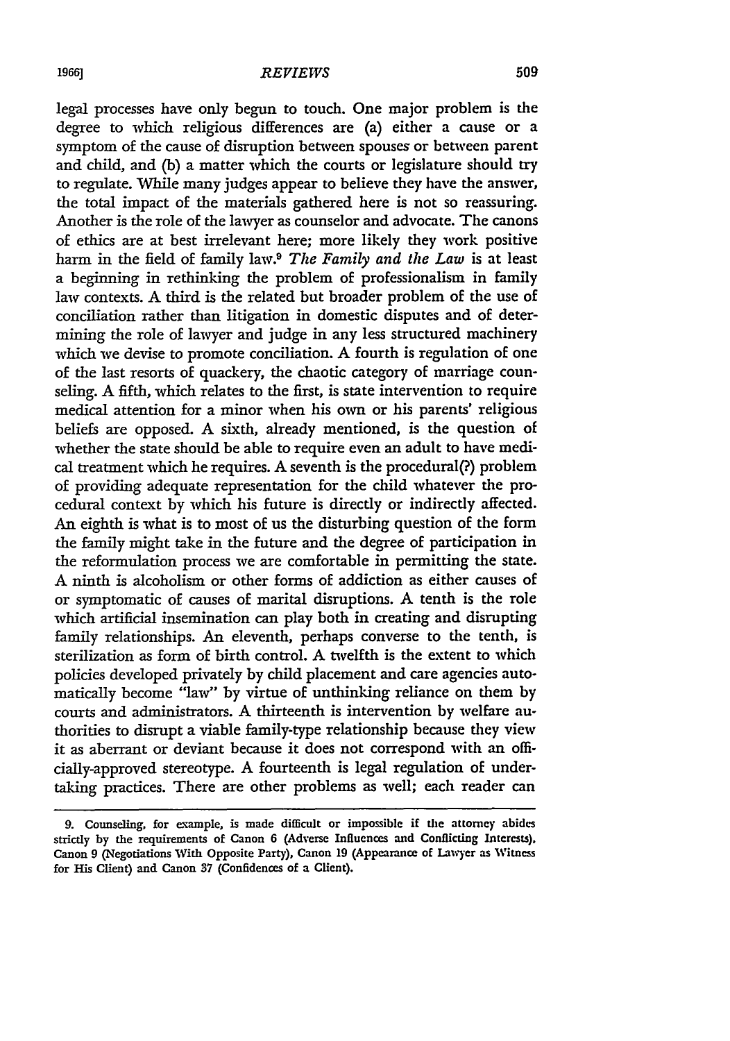legal processes have only begun to touch. One major problem is the degree to which religious differences are (a) either a cause or a symptom of the cause of disruption between spouses or between parent and child, and (b) a matter which the courts or legislature should try to regulate. While many judges appear to believe they have the answer, the total impact of the materials gathered here is not so reassuring. Another is the role of the lawyer as counselor and advocate. The canons of ethics are at best irrelevant here; more likely they work positive harm in the field of family law.[9] *The Family and the Law* is at least a beginning in rethinking the problem of professionalism in family law contexts. A third is the related but broader problem of the use of conciliation rather than litigation in domestic disputes and of determining the role of lawyer and judge in any less structured machinery which we devise to promote conciliation. A fourth is regulation of one of the last resorts of quackery, the chaotic category of marriage counseling. A fifth, which relates to the first, is state intervention to require medical attention for a minor when his own or his parents' religious beliefs are opposed. A sixth, already mentioned, is the question of whether the state should be able to require even an adult to have medical treatment which he requires. A seventh is the procedural(?) problem of providing adequate representation for the child whatever the procedural context by which his future is directly or indirectly affected. An eighth is what is to most of us the disturbing question of the form the family might take in the future and the degree of participation in the reformulation process we are comfortable in permitting the state. A ninth is alcoholism or other forms of addiction as either causes of or symptomatic of causes of marital disruptions. A tenth is the role which artificial insemination can play both in creating and disrupting family relationships. An eleventh, perhaps converse to the tenth, is sterilization as form of birth control. A twelfth is the extent to which policies developed privately by child placement and care agencies automatically become "law" by virtue of unthinking reliance on them by courts and administrators. A thirteenth is intervention by welfare authorities to disrupt a viable family-type relationship because they view it as aberrant or deviant because it does not correspond with an officially-approved stereotype. A fourteenth is legal regulation of undertaking practices. There are other problems as well; each reader can

---

9. Counseling, for example, is made difficult or impossible if the attorney abides strictly by the requirements of Canon 6 (Adverse Influences and Conflicting Interests), Canon 9 (Negotiations With Opposite Party), Canon 19 (Appearance of Lawyer as Witness for His Client) and Canon 37 (Confidences of a Client).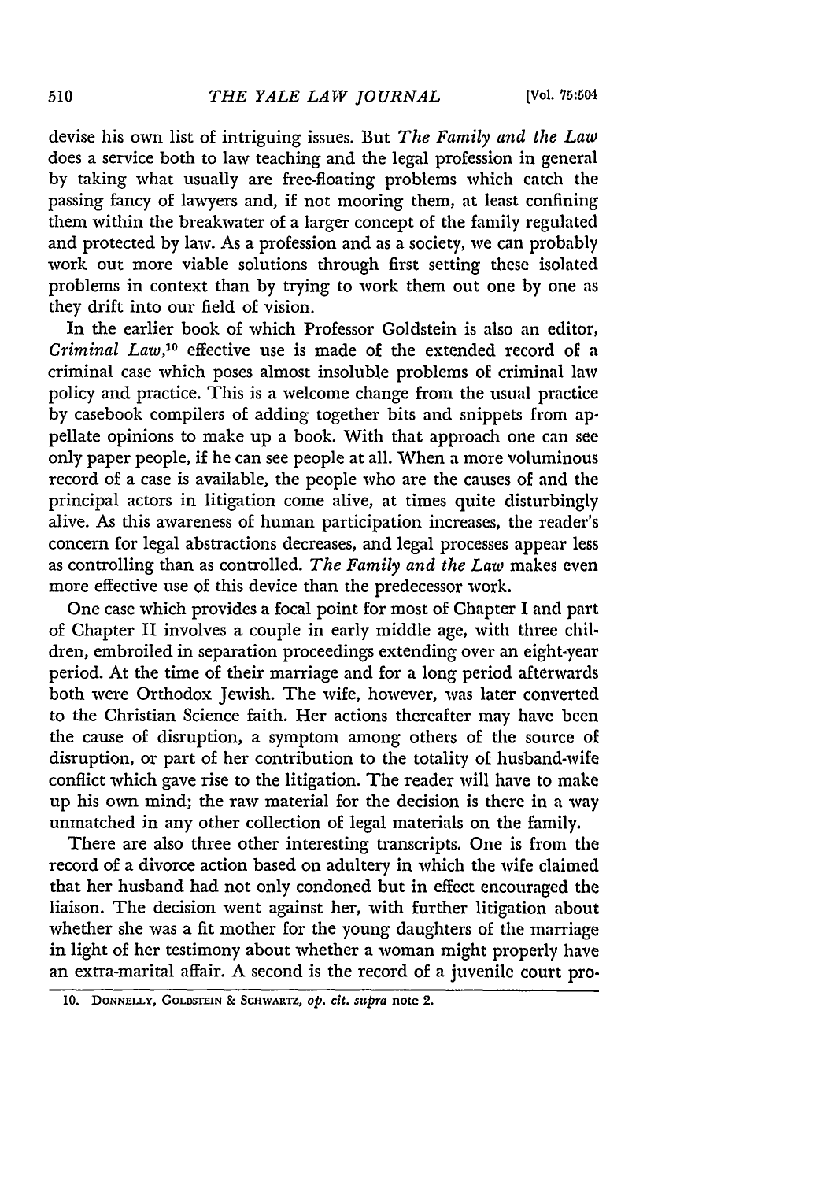devise his own list of intriguing issues. But *The Family and the Law* does a service both to law teaching and the legal profession in general by taking what usually are free-floating problems which catch the passing fancy of lawyers and, if not mooring them, at least confining them within the breakwater of a larger concept of the family regulated and protected by law. As a profession and as a society, we can probably work out more viable solutions through first setting these isolated problems in context than by trying to work them out one by one as they drift into our field of vision.

In the earlier book of which Professor Goldstein is also an editor, *Criminal Law*,[10] effective use is made of the extended record of a criminal case which poses almost insoluble problems of criminal law policy and practice. This is a welcome change from the usual practice by casebook compilers of adding together bits and snippets from appellate opinions to make up a book. With that approach one can see only paper people, if he can see people at all. When a more voluminous record of a case is available, the people who are the causes of and the principal actors in litigation come alive, at times quite disturbingly alive. As this awareness of human participation increases, the reader's concern for legal abstractions decreases, and legal processes appear less as controlling than as controlled. *The Family and the Law* makes even more effective use of this device than the predecessor work.

One case which provides a focal point for most of Chapter I and part of Chapter II involves a couple in early middle age, with three children, embroiled in separation proceedings extending over an eight-year period. At the time of their marriage and for a long period afterwards both were Orthodox Jewish. The wife, however, was later converted to the Christian Science faith. Her actions thereafter may have been the cause of disruption, a symptom among others of the source of disruption, or part of her contribution to the totality of husband-wife conflict which gave rise to the litigation. The reader will have to make up his own mind; the raw material for the decision is there in a way unmatched in any other collection of legal materials on the family.

There are also three other interesting transcripts. One is from the record of a divorce action based on adultery in which the wife claimed that her husband had not only condoned but in effect encouraged the liaison. The decision went against her, with further litigation about whether she was a fit mother for the young daughters of the marriage in light of her testimony about whether a woman might properly have an extra-marital affair. A second is the record of a juvenile court pro-

10. DONNELLY, GOLDSTEIN & SCHWARTZ, *op. cit. supra* note 2.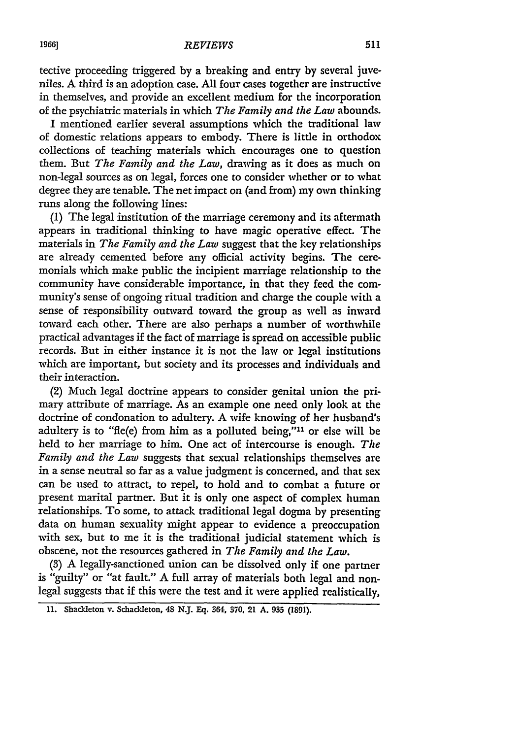tective proceeding triggered by a breaking and entry by several juveniles. A third is an adoption case. All four cases together are instructive in themselves, and provide an excellent medium for the incorporation of the psychiatric materials in which *The Family and the Law* abounds.

I mentioned earlier several assumptions which the traditional law of domestic relations appears to embody. There is little in orthodox collections of teaching materials which encourages one to question them. But *The Family and the Law*, drawing as it does as much on non-legal sources as on legal, forces one to consider whether or to what degree they are tenable. The net impact on (and from) my own thinking runs along the following lines:

(1) The legal institution of the marriage ceremony and its aftermath appears in traditional thinking to have magic operative effect. The materials in *The Family and the Law* suggest that the key relationships are already cemented before any official activity begins. The ceremonials which make public the incipient marriage relationship to the community have considerable importance, in that they feed the community's sense of ongoing ritual tradition and charge the couple with a sense of responsibility outward toward the group as well as inward toward each other. There are also perhaps a number of worthwhile practical advantages if the fact of marriage is spread on accessible public records. But in either instance it is not the law or legal institutions which are important, but society and its processes and individuals and their interaction.

(2) Much legal doctrine appears to consider genital union the primary attribute of marriage. As an example one need only look at the doctrine of condonation to adultery. A wife knowing of her husband's adultery is to "fle(e) from him as a polluted being,"[11] or else will be held to her marriage to him. One act of intercourse is enough. *The Family and the Law* suggests that sexual relationships themselves are in a sense neutral so far as a value judgment is concerned, and that sex can be used to attract, to repel, to hold and to combat a future or present marital partner. But it is only one aspect of complex human relationships. To some, to attack traditional legal dogma by presenting data on human sexuality might appear to evidence a preoccupation with sex, but to me it is the traditional judicial statement which is obscene, not the resources gathered in *The Family and the Law*.

(3) A legally-sanctioned union can be dissolved only if one partner is "guilty" or "at fault." A full array of materials both legal and non-legal suggests that if this were the test and it were applied realistically,

---

11. Shackleton v. Schackleton, 48 N.J. Eq. 364, 370, 21 A. 935 (1891).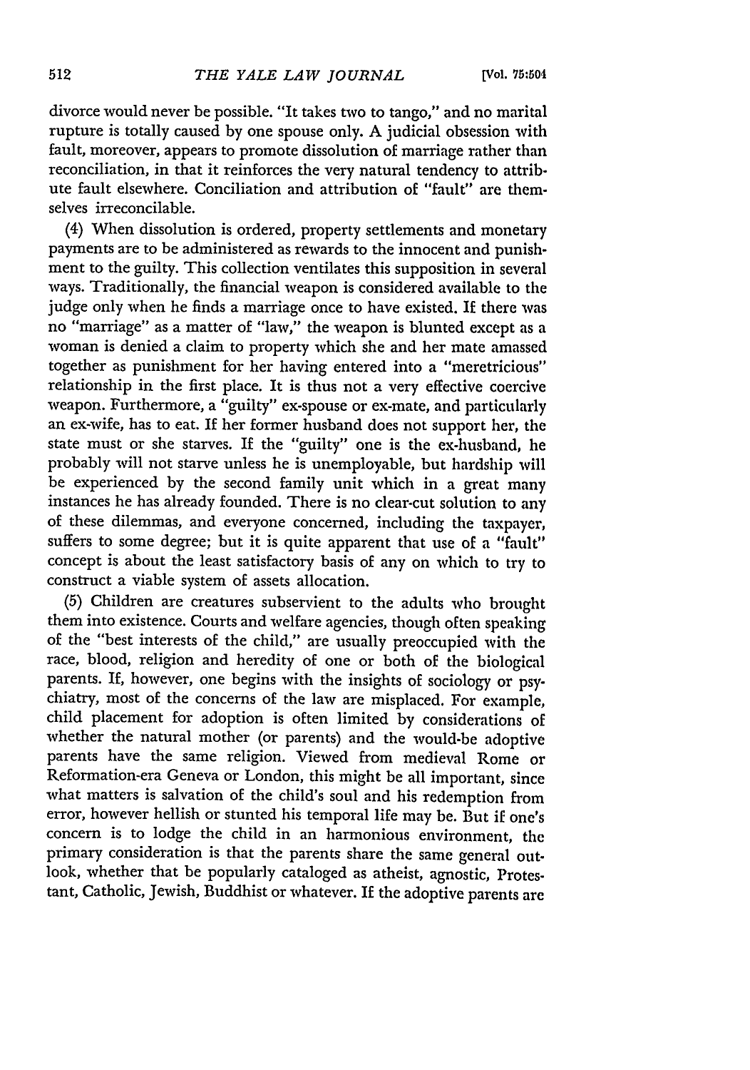divorce would never be possible. "It takes two to tango," and no marital rupture is totally caused by one spouse only. A judicial obsession with fault, moreover, appears to promote dissolution of marriage rather than reconciliation, in that it reinforces the very natural tendency to attribute fault elsewhere. Conciliation and attribution of "fault" are themselves irreconcilable.

(4) When dissolution is ordered, property settlements and monetary payments are to be administered as rewards to the innocent and punishment to the guilty. This collection ventilates this supposition in several ways. Traditionally, the financial weapon is considered available to the judge only when he finds a marriage once to have existed. If there was no "marriage" as a matter of "law," the weapon is blunted except as a woman is denied a claim to property which she and her mate amassed together as punishment for her having entered into a "meretricious" relationship in the first place. It is thus not a very effective coercive weapon. Furthermore, a "guilty" ex-spouse or ex-mate, and particularly an ex-wife, has to eat. If her former husband does not support her, the state must or she starves. If the "guilty" one is the ex-husband, he probably will not starve unless he is unemployable, but hardship will be experienced by the second family unit which in a great many instances he has already founded. There is no clear-cut solution to any of these dilemmas, and everyone concerned, including the taxpayer, suffers to some degree; but it is quite apparent that use of a "fault" concept is about the least satisfactory basis of any on which to try to construct a viable system of assets allocation.

(5) Children are creatures subservient to the adults who brought them into existence. Courts and welfare agencies, though often speaking of the "best interests of the child," are usually preoccupied with the race, blood, religion and heredity of one or both of the biological parents. If, however, one begins with the insights of sociology or psychiatry, most of the concerns of the law are misplaced. For example, child placement for adoption is often limited by considerations of whether the natural mother (or parents) and the would-be adoptive parents have the same religion. Viewed from medieval Rome or Reformation-era Geneva or London, this might be all important, since what matters is salvation of the child's soul and his redemption from error, however hellish or stunted his temporal life may be. But if one's concern is to lodge the child in an harmonious environment, the primary consideration is that the parents share the same general outlook, whether that be popularly cataloged as atheist, agnostic, Protestant, Catholic, Jewish, Buddhist or whatever. If the adoptive parents are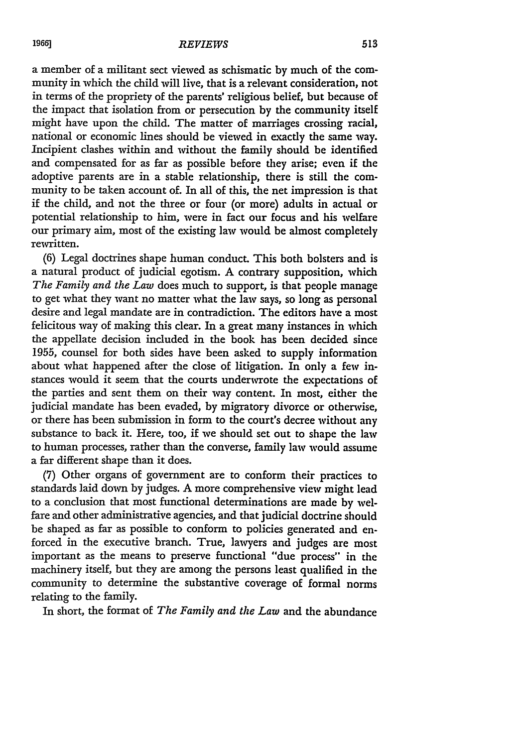a member of a militant sect viewed as schismatic by much of the community in which the child will live, that is a relevant consideration, not in terms of the propriety of the parents' religious belief, but because of the impact that isolation from or persecution by the community itself might have upon the child. The matter of marriages crossing racial, national or economic lines should be viewed in exactly the same way. Incipient clashes within and without the family should be identified and compensated for as far as possible before they arise; even if the adoptive parents are in a stable relationship, there is still the community to be taken account of. In all of this, the net impression is that if the child, and not the three or four (or more) adults in actual or potential relationship to him, were in fact our focus and his welfare our primary aim, most of the existing law would be almost completely rewritten.

(6) Legal doctrines shape human conduct. This both bolsters and is a natural product of judicial egotism. A contrary supposition, which *The Family and the Law* does much to support, is that people manage to get what they want no matter what the law says, so long as personal desire and legal mandate are in contradiction. The editors have a most felicitous way of making this clear. In a great many instances in which the appellate decision included in the book has been decided since 1955, counsel for both sides have been asked to supply information about what happened after the close of litigation. In only a few instances would it seem that the courts underwrote the expectations of the parties and sent them on their way content. In most, either the judicial mandate has been evaded, by migratory divorce or otherwise, or there has been submission in form to the court's decree without any substance to back it. Here, too, if we should set out to shape the law to human processes, rather than the converse, family law would assume a far different shape than it does.

(7) Other organs of government are to conform their practices to standards laid down by judges. A more comprehensive view might lead to a conclusion that most functional determinations are made by welfare and other administrative agencies, and that judicial doctrine should be shaped as far as possible to conform to policies generated and enforced in the executive branch. True, lawyers and judges are most important as the means to preserve functional "due process" in the machinery itself, but they are among the persons least qualified in the community to determine the substantive coverage of formal norms relating to the family.

In short, the format of *The Family and the Law* and the abundance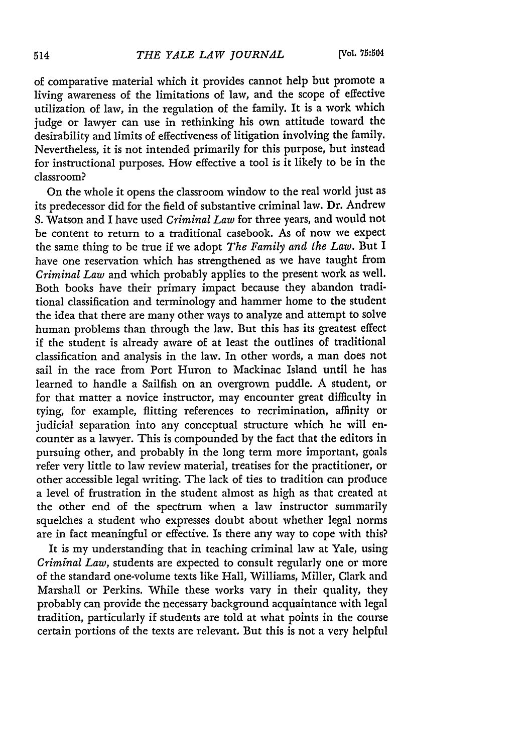of comparative material which it provides cannot help but promote a living awareness of the limitations of law, and the scope of effective utilization of law, in the regulation of the family. It is a work which judge or lawyer can use in rethinking his own attitude toward the desirability and limits of effectiveness of litigation involving the family. Nevertheless, it is not intended primarily for this purpose, but instead for instructional purposes. How effective a tool is it likely to be in the classroom?

On the whole it opens the classroom window to the real world just as its predecessor did for the field of substantive criminal law. Dr. Andrew S. Watson and I have used *Criminal Law* for three years, and would not be content to return to a traditional casebook. As of now we expect the same thing to be true if we adopt *The Family and the Law*. But I have one reservation which has strengthened as we have taught from *Criminal Law* and which probably applies to the present work as well. Both books have their primary impact because they abandon traditional classification and terminology and hammer home to the student the idea that there are many other ways to analyze and attempt to solve human problems than through the law. But this has its greatest effect if the student is already aware of at least the outlines of traditional classification and analysis in the law. In other words, a man does not sail in the race from Port Huron to Mackinac Island until he has learned to handle a Sailfish on an overgrown puddle. A student, or for that matter a novice instructor, may encounter great difficulty in tying, for example, flitting references to recrimination, affinity or judicial separation into any conceptual structure which he will encounter as a lawyer. This is compounded by the fact that the editors in pursuing other, and probably in the long term more important, goals refer very little to law review material, treatises for the practitioner, or other accessible legal writing. The lack of ties to tradition can produce a level of frustration in the student almost as high as that created at the other end of the spectrum when a law instructor summarily squelches a student who expresses doubt about whether legal norms are in fact meaningful or effective. Is there any way to cope with this?

It is my understanding that in teaching criminal law at Yale, using *Criminal Law*, students are expected to consult regularly one or more of the standard one-volume texts like Hall, Williams, Miller, Clark and Marshall or Perkins. While these works vary in their quality, they probably can provide the necessary background acquaintance with legal tradition, particularly if students are told at what points in the course certain portions of the texts are relevant. But this is not a very helpful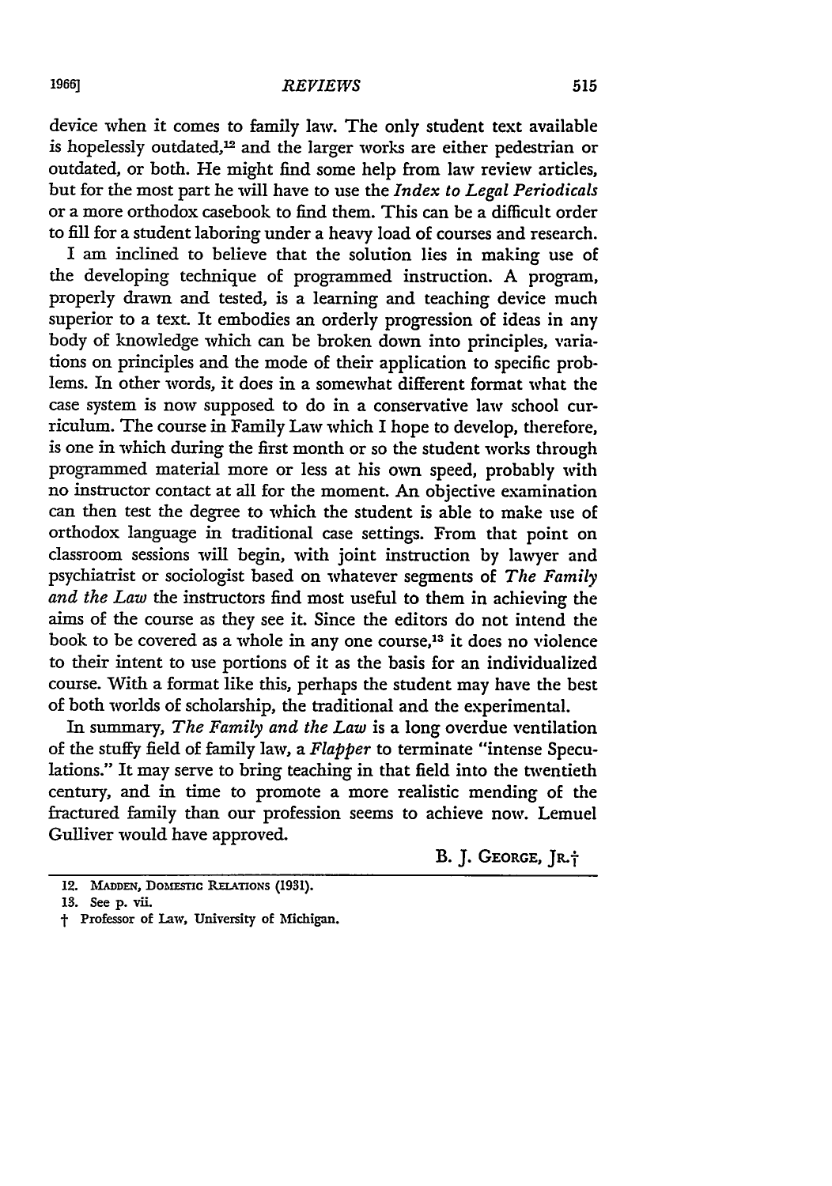device when it comes to family law. The only student text available is hopelessly outdated,[12] and the larger works are either pedestrian or outdated, or both. He might find some help from law review articles, but for the most part he will have to use the *Index to Legal Periodicals* or a more orthodox casebook to find them. This can be a difficult order to fill for a student laboring under a heavy load of courses and research.

I am inclined to believe that the solution lies in making use of the developing technique of programmed instruction. A program, properly drawn and tested, is a learning and teaching device much superior to a text. It embodies an orderly progression of ideas in any body of knowledge which can be broken down into principles, variations on principles and the mode of their application to specific problems. In other words, it does in a somewhat different format what the case system is now supposed to do in a conservative law school curriculum. The course in Family Law which I hope to develop, therefore, is one in which during the first month or so the student works through programmed material more or less at his own speed, probably with no instructor contact at all for the moment. An objective examination can then test the degree to which the student is able to make use of orthodox language in traditional case settings. From that point on classroom sessions will begin, with joint instruction by lawyer and psychiatrist or sociologist based on whatever segments of *The Family and the Law* the instructors find most useful to them in achieving the aims of the course as they see it. Since the editors do not intend the book to be covered as a whole in any one course,[13] it does no violence to their intent to use portions of it as the basis for an individualized course. With a format like this, perhaps the student may have the best of both worlds of scholarship, the traditional and the experimental.

In summary, *The Family and the Law* is a long overdue ventilation of the stuffy field of family law, a *Flapper* to terminate "intense Speculations." It may serve to bring teaching in that field into the twentieth century, and in time to promote a more realistic mending of the fractured family than our profession seems to achieve now. Lemuel Gulliver would have approved.

B. J. GEORGE, JR.†

---

12. MADDEN, DOMESTIC RELATIONS (1931).

13. See p. vii.

† Professor of Law, University of Michigan.